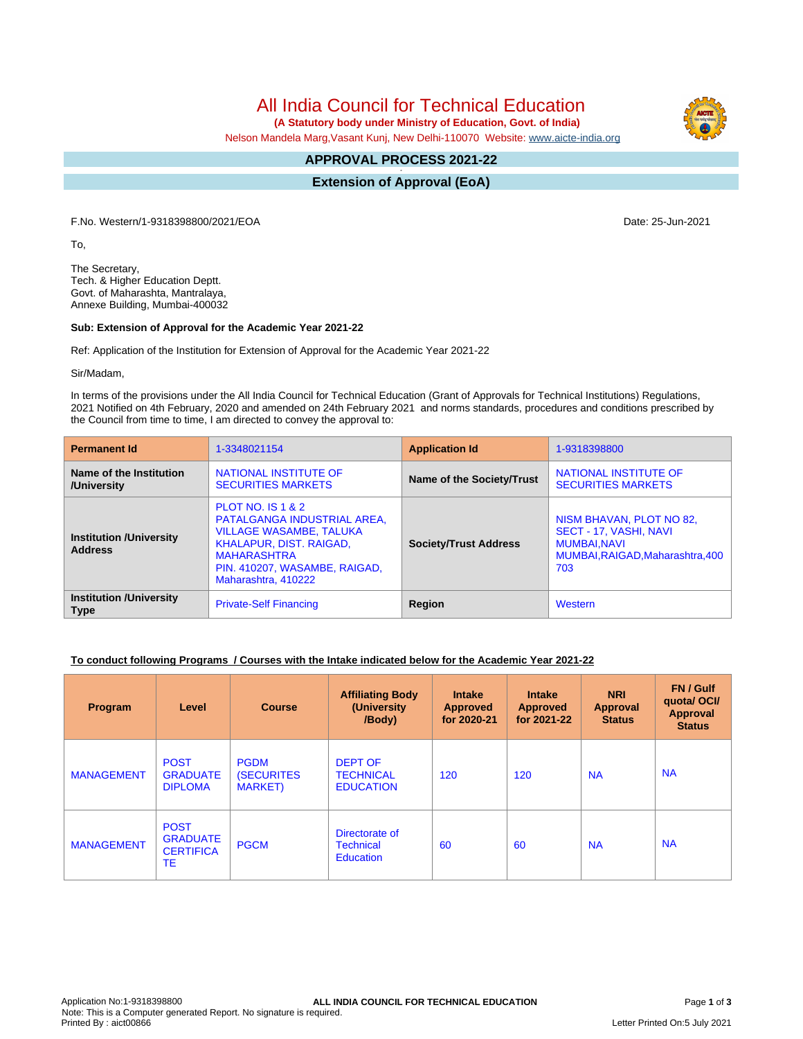# All India Council for Technical Education

**(A Statutory body under Ministry of Education, Govt. of India)**

Nelson Mandela Marg,Vasant Kunj, New Delhi-110070 Website: www.aicte-india.org

## APPROVAL PROCESS 2021-22

## Extension of Approval (EoA)

F.No. Western/1-9318398800/2021/EOA

Date: 25-Jun-2021

To,

The Secretary,
Tech. & Higher Education Deptt.
Govt. of Maharashta, Mantralaya,
Annexe Building, Mumbai-400032

**Sub: Extension of Approval for the Academic Year 2021-22**

Ref: Application of the Institution for Extension of Approval for the Academic Year 2021-22

Sir/Madam,

In terms of the provisions under the All India Council for Technical Education (Grant of Approvals for Technical Institutions) Regulations, 2021 Notified on 4th February, 2020 and amended on 24th February 2021 and norms standards, procedures and conditions prescribed by the Council from time to time, I am directed to convey the approval to:

| **Permanent Id** | 1-3348021154 | **Application Id** | 1-9318398800 |
|---|---|---|---|
| **Name of the Institution /University** | NATIONAL INSTITUTE OF SECURITIES MARKETS | **Name of the Society/Trust** | NATIONAL INSTITUTE OF SECURITIES MARKETS |
| **Institution /University Address** | PLOT NO. IS 1 & 2 PATALGANGA INDUSTRIAL AREA, VILLAGE WASAMBE, TALUKA KHALAPUR, DIST. RAIGAD, MAHARASHTRA PIN. 410207, WASAMBE, RAIGAD, Maharashtra, 410222 | **Society/Trust Address** | NISM BHAVAN, PLOT NO 82, SECT - 17, VASHI, NAVI MUMBAI,NAVI MUMBAI,RAIGAD,Maharashtra,400 703 |
| **Institution /University Type** | Private-Self Financing | **Region** | Western |

**To conduct following Programs / Courses with the Intake indicated below for the Academic Year 2021-22**

| Program | Level | Course | Affiliating Body (University /Body) | Intake Approved for 2020-21 | Intake Approved for 2021-22 | NRI Approval Status | FN / Gulf quota/ OCI/ Approval Status |
|---|---|---|---|---|---|---|---|
| MANAGEMENT | POST GRADUATE DIPLOMA | PGDM (SECURITES MARKET) | DEPT OF TECHNICAL EDUCATION | 120 | 120 | NA | NA |
| MANAGEMENT | POST GRADUATE CERTIFICATE | PGCM | Directorate of Technical Education | 60 | 60 | NA | NA |

Application No:1-9318398800
Note: This is a Computer generated Report. No signature is required.
Printed By : aict00866
Letter Printed On:5 July 2021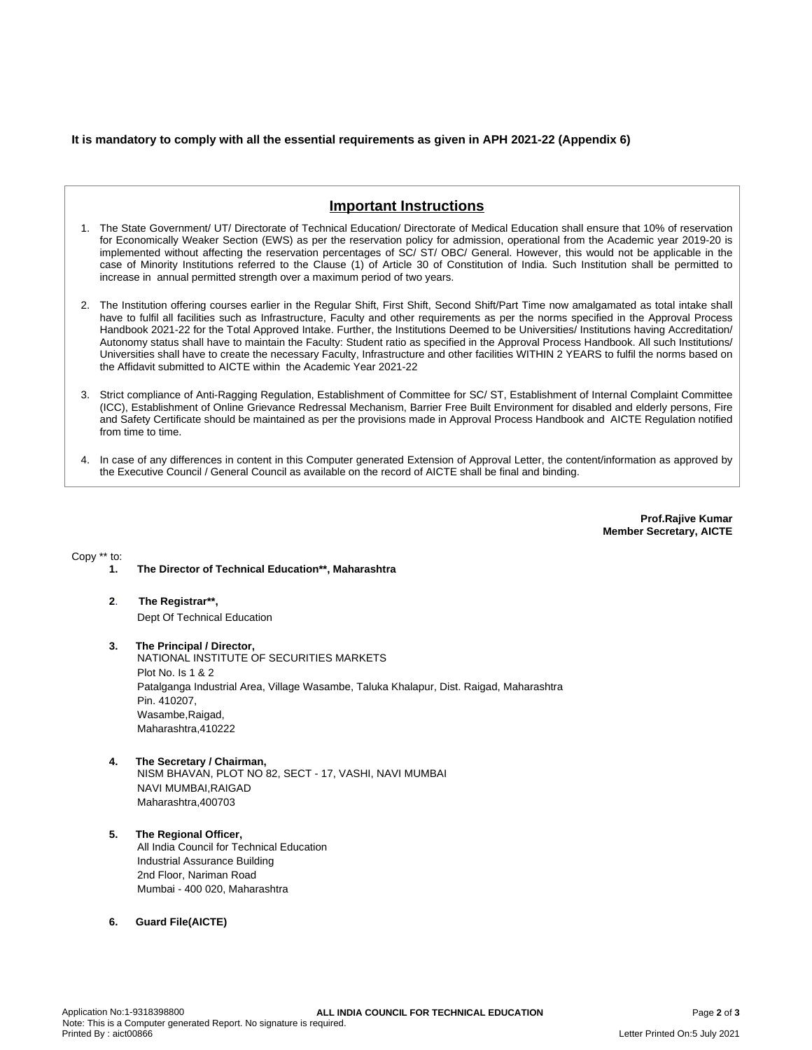**It is mandatory to comply with all the essential requirements as given in APH 2021-22 (Appendix 6)**

## Important Instructions

1. The State Government/ UT/ Directorate of Technical Education/ Directorate of Medical Education shall ensure that 10% of reservation for Economically Weaker Section (EWS) as per the reservation policy for admission, operational from the Academic year 2019-20 is implemented without affecting the reservation percentages of SC/ ST/ OBC/ General. However, this would not be applicable in the case of Minority Institutions referred to the Clause (1) of Article 30 of Constitution of India. Such Institution shall be permitted to increase in annual permitted strength over a maximum period of two years.

2. The Institution offering courses earlier in the Regular Shift, First Shift, Second Shift/Part Time now amalgamated as total intake shall have to fulfil all facilities such as Infrastructure, Faculty and other requirements as per the norms specified in the Approval Process Handbook 2021-22 for the Total Approved Intake. Further, the Institutions Deemed to be Universities/ Institutions having Accreditation/ Autonomy status shall have to maintain the Faculty: Student ratio as specified in the Approval Process Handbook. All such Institutions/ Universities shall have to create the necessary Faculty, Infrastructure and other facilities WITHIN 2 YEARS to fulfil the norms based on the Affidavit submitted to AICTE within the Academic Year 2021-22

3. Strict compliance of Anti-Ragging Regulation, Establishment of Committee for SC/ ST, Establishment of Internal Complaint Committee (ICC), Establishment of Online Grievance Redressal Mechanism, Barrier Free Built Environment for disabled and elderly persons, Fire and Safety Certificate should be maintained as per the provisions made in Approval Process Handbook and AICTE Regulation notified from time to time.

4. In case of any differences in content in this Computer generated Extension of Approval Letter, the content/information as approved by the Executive Council / General Council as available on the record of AICTE shall be final and binding.

**Prof.Rajive Kumar**
**Member Secretary, AICTE**

Copy ** to:

1. **The Director of Technical Education**, Maharashtra**

2. **The Registrar**,**
   Dept Of Technical Education

3. **The Principal / Director,**
   NATIONAL INSTITUTE OF SECURITIES MARKETS
   Plot No. Is 1 & 2
   Patalganga Industrial Area, Village Wasambe, Taluka Khalapur, Dist. Raigad, Maharashtra
   Pin. 410207,
   Wasambe,Raigad,
   Maharashtra,410222

4. **The Secretary / Chairman,**
   NISM BHAVAN, PLOT NO 82, SECT - 17, VASHI, NAVI MUMBAI
   NAVI MUMBAI,RAIGAD
   Maharashtra,400703

5. **The Regional Officer,**
   All India Council for Technical Education
   Industrial Assurance Building
   2nd Floor, Nariman Road
   Mumbai - 400 020, Maharashtra

6. **Guard File(AICTE)**

Application No:1-9318398800
Note: This is a Computer generated Report. No signature is required.
Printed By : aict00866
Letter Printed On:5 July 2021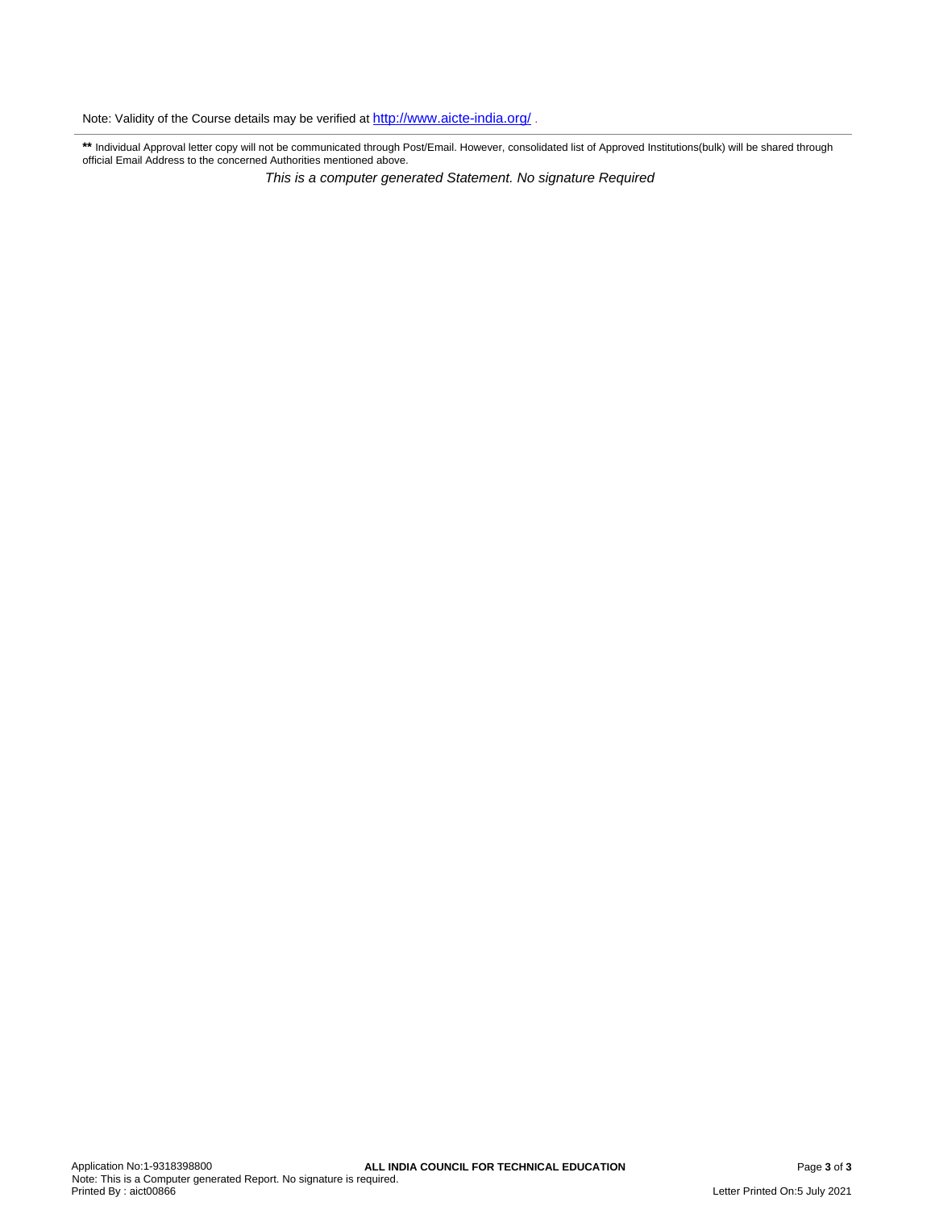Note: Validity of the Course details may be verified at http://www.aicte-india.org/ .

---

** Individual Approval letter copy will not be communicated through Post/Email. However, consolidated list of Approved Institutions(bulk) will be shared through official Email Address to the concerned Authorities mentioned above.

*This is a computer generated Statement. No signature Required*